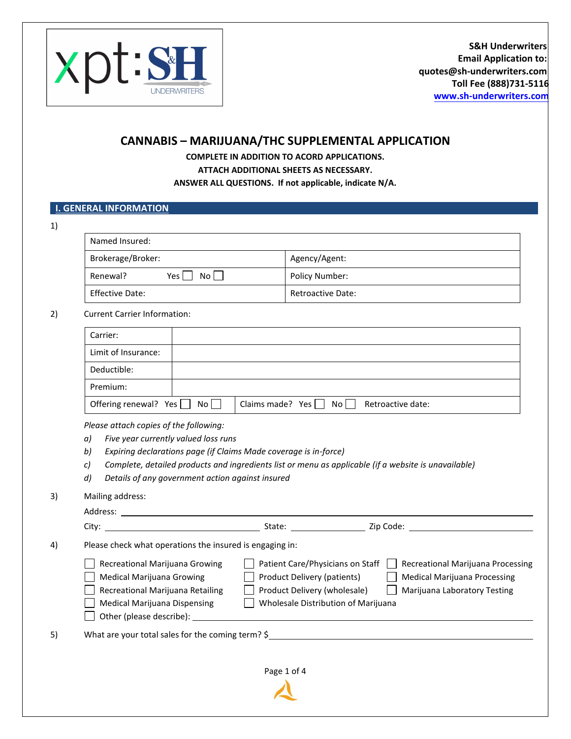S&H Underwriters
Email Application to:
quotes@sh-underwriters.com
Toll Fee (888)731-5116
www.sh-underwriters.com

# CANNABIS – MARIJUANA/THC SUPPLEMENTAL APPLICATION

**COMPLETE IN ADDITION TO ACORD APPLICATIONS.**
**ATTACH ADDITIONAL SHEETS AS NECESSARY.**
**ANSWER ALL QUESTIONS. If not applicable, indicate N/A.**

## I. GENERAL INFORMATION

1)

| Named Insured: | |
|---|---|
| Brokerage/Broker: | Agency/Agent: |
| Renewal? Yes ☐ No ☐ | Policy Number: |
| Effective Date: | Retroactive Date: |

2) Current Carrier Information:

| Carrier: | | |
|---|---|---|
| Limit of Insurance: | | |
| Deductible: | | |
| Premium: | | |
| Offering renewal? Yes ☐ No ☐ | Claims made? Yes ☐ No ☐ | Retroactive date: |

*Please attach copies of the following:*

*a) Five year currently valued loss runs*
*b) Expiring declarations page (if Claims Made coverage is in-force)*
*c) Complete, detailed products and ingredients list or menu as applicable (if a website is unavailable)*
*d) Details of any government action against insured*

3) Mailing address:

Address: ______________________________

City: ______________ State: __________ Zip Code: __________

4) Please check what operations the insured is engaging in:

- ☐ Recreational Marijuana Growing
- ☐ Medical Marijuana Growing
- ☐ Recreational Marijuana Retailing
- ☐ Medical Marijuana Dispensing
- ☐ Other (please describe): ______________________________
- ☐ Patient Care/Physicians on Staff
- ☐ Product Delivery (patients)
- ☐ Product Delivery (wholesale)
- ☐ Wholesale Distribution of Marijuana
- ☐ Recreational Marijuana Processing
- ☐ Medical Marijuana Processing
- ☐ Marijuana Laboratory Testing

5) What are your total sales for the coming term? $______________________________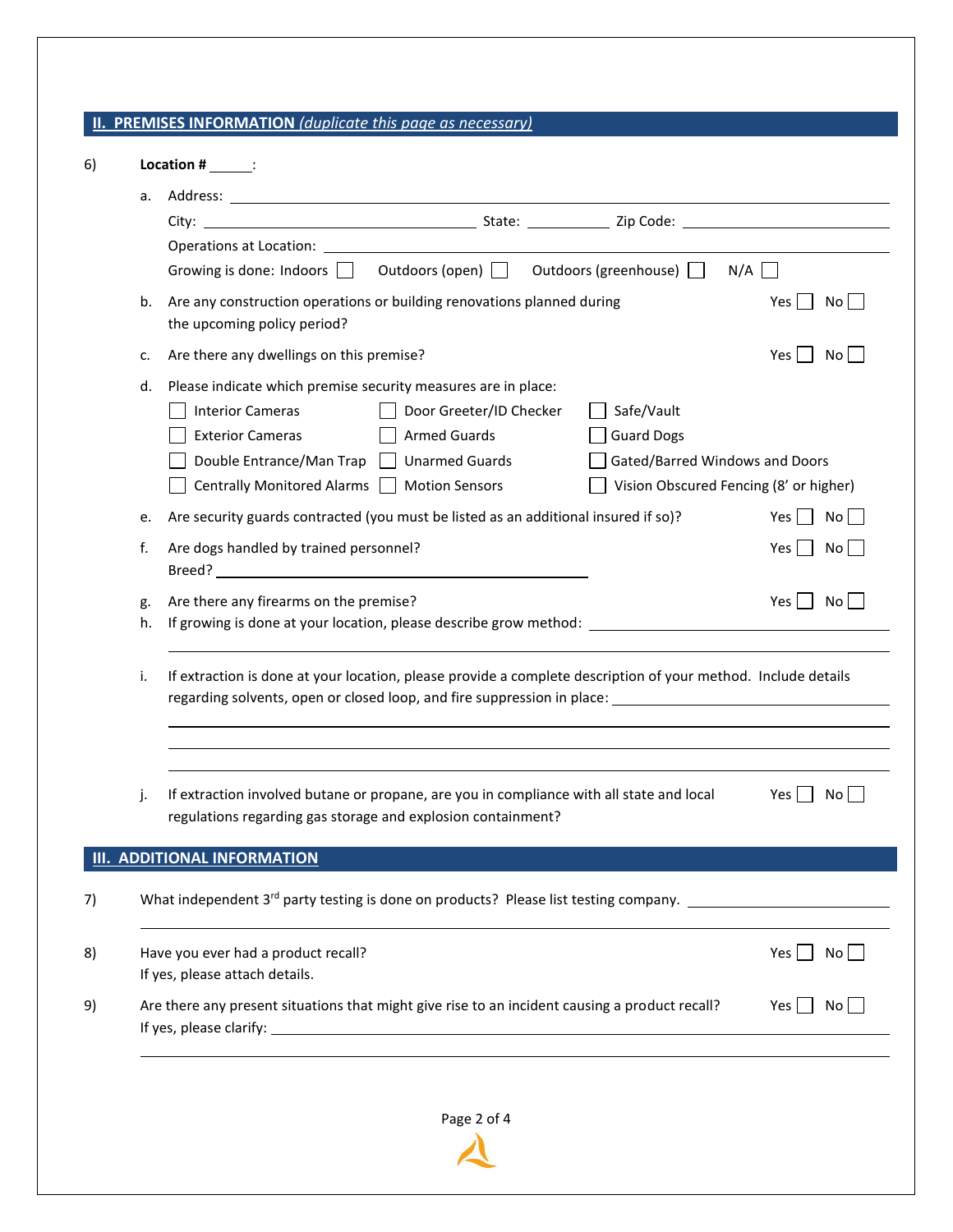## II. PREMISES INFORMATION *(duplicate this page as necessary)*

6) **Location # ______:**

a. Address: ____________________________________________

City: ______________________ State: __________ Zip Code: ______________________

Operations at Location: ____________________________________________

Growing is done: Indoors ☐ Outdoors (open) ☐ Outdoors (greenhouse) ☐ N/A ☐

b. Are any construction operations or building renovations planned during the upcoming policy period? Yes ☐ No ☐

c. Are there any dwellings on this premise? Yes ☐ No ☐

d. Please indicate which premise security measures are in place:

| | | |
|---|---|---|
| ☐ Interior Cameras | ☐ Door Greeter/ID Checker | ☐ Safe/Vault |
| ☐ Exterior Cameras | ☐ Armed Guards | ☐ Guard Dogs |
| ☐ Double Entrance/Man Trap | ☐ Unarmed Guards | ☐ Gated/Barred Windows and Doors |
| ☐ Centrally Monitored Alarms | ☐ Motion Sensors | ☐ Vision Obscured Fencing (8' or higher) |

e. Are security guards contracted (you must be listed as an additional insured if so)? Yes ☐ No ☐

f. Are dogs handled by trained personnel? Yes ☐ No ☐

Breed? ______________________________

g. Are there any firearms on the premise? Yes ☐ No ☐

h. If growing is done at your location, please describe grow method: ______________________

____________________________________________

i. If extraction is done at your location, please provide a complete description of your method. Include details regarding solvents, open or closed loop, and fire suppression in place: ______________________

____________________________________________

____________________________________________

____________________________________________

j. If extraction involved butane or propane, are you in compliance with all state and local regulations regarding gas storage and explosion containment? Yes ☐ No ☐

## III. ADDITIONAL INFORMATION

7) What independent 3rd party testing is done on products? Please list testing company. ______________________

____________________________________________

8) Have you ever had a product recall? Yes ☐ No ☐

If yes, please attach details.

9) Are there any present situations that might give rise to an incident causing a product recall? Yes ☐ No ☐

If yes, please clarify: ______________________

____________________________________________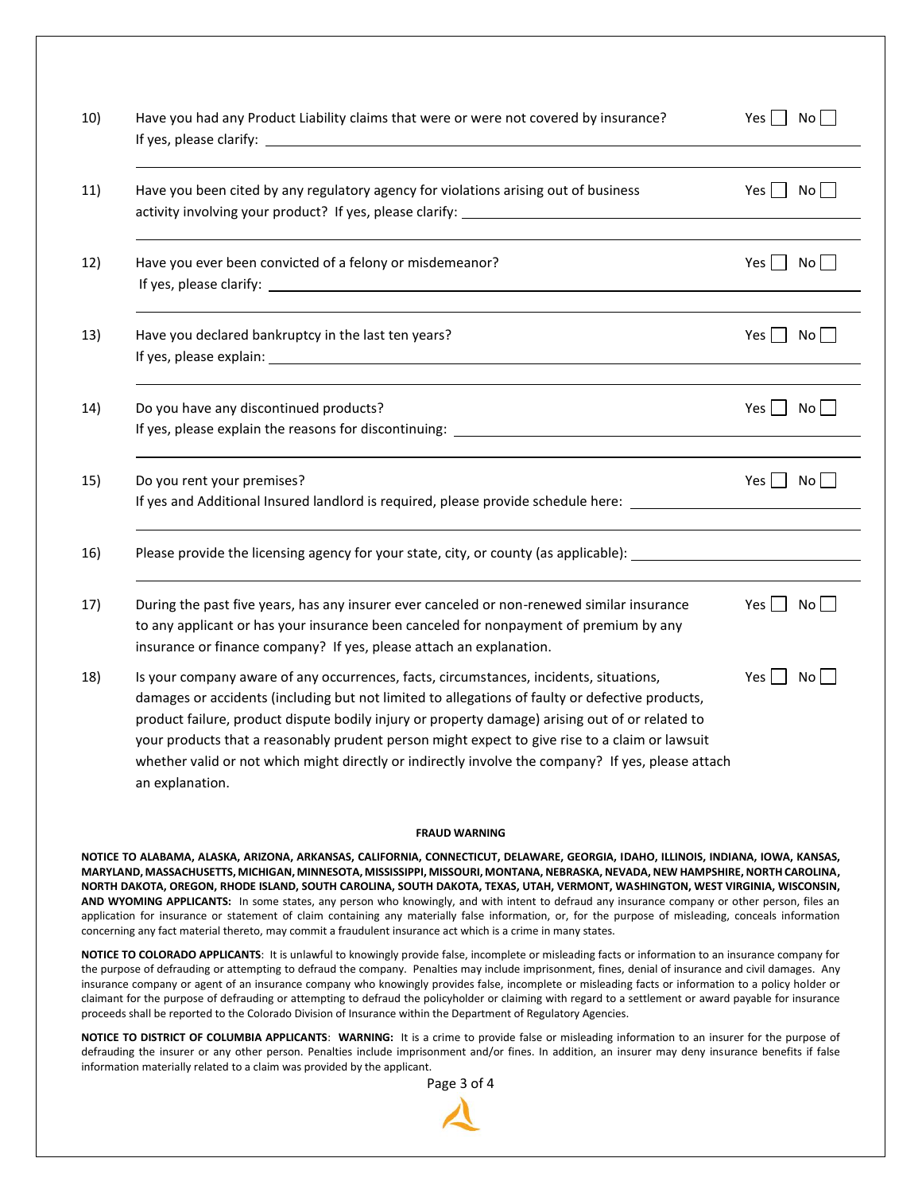10) Have you had any Product Liability claims that were or were not covered by insurance? Yes ☐ No ☐
If yes, please clarify: ______________________________________________

______________________________________________

11) Have you been cited by any regulatory agency for violations arising out of business activity involving your product? Yes ☐ No ☐ If yes, please clarify: ______________________________________________

______________________________________________

12) Have you ever been convicted of a felony or misdemeanor? Yes ☐ No ☐
If yes, please clarify: ______________________________________________

______________________________________________

13) Have you declared bankruptcy in the last ten years? Yes ☐ No ☐
If yes, please explain: ______________________________________________

______________________________________________

14) Do you have any discontinued products? Yes ☐ No ☐
If yes, please explain the reasons for discontinuing: ______________________________________________

______________________________________________

15) Do you rent your premises? Yes ☐ No ☐
If yes and Additional Insured landlord is required, please provide schedule here: ______________________________________________

______________________________________________

16) Please provide the licensing agency for your state, city, or county (as applicable): ______________________________________________

______________________________________________

17) During the past five years, has any insurer ever canceled or non-renewed similar insurance to any applicant or has your insurance been canceled for nonpayment of premium by any insurance or finance company? If yes, please attach an explanation. Yes ☐ No ☐

18) Is your company aware of any occurrences, facts, circumstances, incidents, situations, damages or accidents (including but not limited to allegations of faulty or defective products, product failure, product dispute bodily injury or property damage) arising out of or related to your products that a reasonably prudent person might expect to give rise to a claim or lawsuit whether valid or not which might directly or indirectly involve the company? If yes, please attach an explanation. Yes ☐ No ☐

**FRAUD WARNING**

**NOTICE TO ALABAMA, ALASKA, ARIZONA, ARKANSAS, CALIFORNIA, CONNECTICUT, DELAWARE, GEORGIA, IDAHO, ILLINOIS, INDIANA, IOWA, KANSAS, MARYLAND, MASSACHUSETTS, MICHIGAN, MINNESOTA, MISSISSIPPI, MISSOURI, MONTANA, NEBRASKA, NEVADA, NEW HAMPSHIRE, NORTH CAROLINA, NORTH DAKOTA, OREGON, RHODE ISLAND, SOUTH CAROLINA, SOUTH DAKOTA, TEXAS, UTAH, VERMONT, WASHINGTON, WEST VIRGINIA, WISCONSIN, AND WYOMING APPLICANTS:** In some states, any person who knowingly, and with intent to defraud any insurance company or other person, files an application for insurance or statement of claim containing any materially false information, or, for the purpose of misleading, conceals information concerning any fact material thereto, may commit a fraudulent insurance act which is a crime in many states.

**NOTICE TO COLORADO APPLICANTS**: It is unlawful to knowingly provide false, incomplete or misleading facts or information to an insurance company for the purpose of defrauding or attempting to defraud the company. Penalties may include imprisonment, fines, denial of insurance and civil damages. Any insurance company or agent of an insurance company who knowingly provides false, incomplete or misleading facts or information to a policy holder or claimant for the purpose of defrauding or attempting to defraud the policyholder or claiming with regard to a settlement or award payable for insurance proceeds shall be reported to the Colorado Division of Insurance within the Department of Regulatory Agencies.

**NOTICE TO DISTRICT OF COLUMBIA APPLICANTS**: **WARNING:** It is a crime to provide false or misleading information to an insurer for the purpose of defrauding the insurer or any other person. Penalties include imprisonment and/or fines. In addition, an insurer may deny insurance benefits if false information materially related to a claim was provided by the applicant.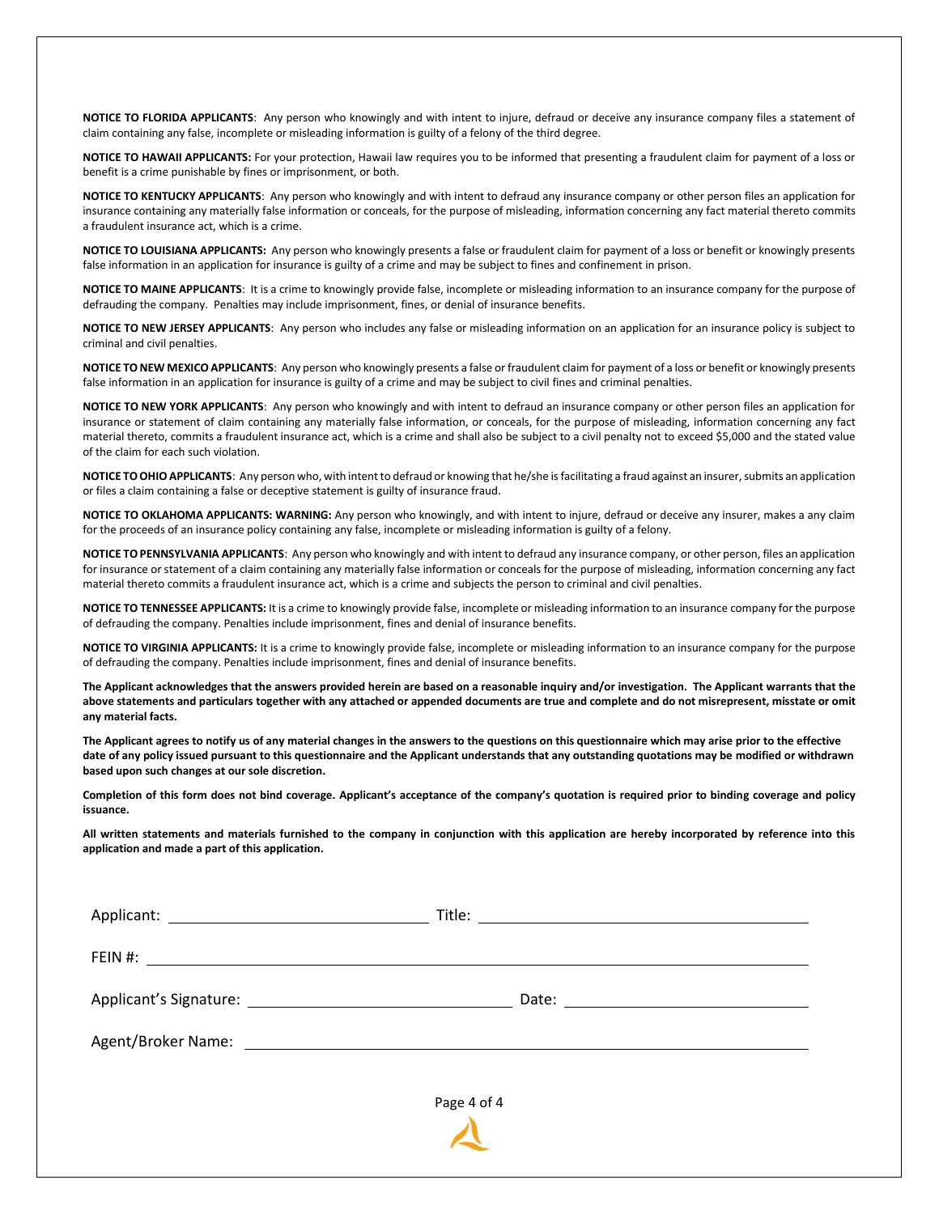**NOTICE TO FLORIDA APPLICANTS**: Any person who knowingly and with intent to injure, defraud or deceive any insurance company files a statement of claim containing any false, incomplete or misleading information is guilty of a felony of the third degree.

**NOTICE TO HAWAII APPLICANTS:** For your protection, Hawaii law requires you to be informed that presenting a fraudulent claim for payment of a loss or benefit is a crime punishable by fines or imprisonment, or both.

**NOTICE TO KENTUCKY APPLICANTS**: Any person who knowingly and with intent to defraud any insurance company or other person files an application for insurance containing any materially false information or conceals, for the purpose of misleading, information concerning any fact material thereto commits a fraudulent insurance act, which is a crime.

**NOTICE TO LOUISIANA APPLICANTS:** Any person who knowingly presents a false or fraudulent claim for payment of a loss or benefit or knowingly presents false information in an application for insurance is guilty of a crime and may be subject to fines and confinement in prison.

**NOTICE TO MAINE APPLICANTS**: It is a crime to knowingly provide false, incomplete or misleading information to an insurance company for the purpose of defrauding the company. Penalties may include imprisonment, fines, or denial of insurance benefits.

**NOTICE TO NEW JERSEY APPLICANTS**: Any person who includes any false or misleading information on an application for an insurance policy is subject to criminal and civil penalties.

**NOTICE TO NEW MEXICO APPLICANTS**: Any person who knowingly presents a false or fraudulent claim for payment of a loss or benefit or knowingly presents false information in an application for insurance is guilty of a crime and may be subject to civil fines and criminal penalties.

**NOTICE TO NEW YORK APPLICANTS**: Any person who knowingly and with intent to defraud an insurance company or other person files an application for insurance or statement of claim containing any materially false information, or conceals, for the purpose of misleading, information concerning any fact material thereto, commits a fraudulent insurance act, which is a crime and shall also be subject to a civil penalty not to exceed $5,000 and the stated value of the claim for each such violation.

**NOTICE TO OHIO APPLICANTS**: Any person who, with intent to defraud or knowing that he/she is facilitating a fraud against an insurer, submits an application or files a claim containing a false or deceptive statement is guilty of insurance fraud.

**NOTICE TO OKLAHOMA APPLICANTS: WARNING:** Any person who knowingly, and with intent to injure, defraud or deceive any insurer, makes a any claim for the proceeds of an insurance policy containing any false, incomplete or misleading information is guilty of a felony.

**NOTICE TO PENNSYLVANIA APPLICANTS**: Any person who knowingly and with intent to defraud any insurance company, or other person, files an application for insurance or statement of a claim containing any materially false information or conceals for the purpose of misleading, information concerning any fact material thereto commits a fraudulent insurance act, which is a crime and subjects the person to criminal and civil penalties.

**NOTICE TO TENNESSEE APPLICANTS:** It is a crime to knowingly provide false, incomplete or misleading information to an insurance company for the purpose of defrauding the company. Penalties include imprisonment, fines and denial of insurance benefits.

**NOTICE TO VIRGINIA APPLICANTS:** It is a crime to knowingly provide false, incomplete or misleading information to an insurance company for the purpose of defrauding the company. Penalties include imprisonment, fines and denial of insurance benefits.

**The Applicant acknowledges that the answers provided herein are based on a reasonable inquiry and/or investigation. The Applicant warrants that the above statements and particulars together with any attached or appended documents are true and complete and do not misrepresent, misstate or omit any material facts.**

**The Applicant agrees to notify us of any material changes in the answers to the questions on this questionnaire which may arise prior to the effective date of any policy issued pursuant to this questionnaire and the Applicant understands that any outstanding quotations may be modified or withdrawn based upon such changes at our sole discretion.**

**Completion of this form does not bind coverage. Applicant's acceptance of the company's quotation is required prior to binding coverage and policy issuance.**

**All written statements and materials furnished to the company in conjunction with this application are hereby incorporated by reference into this application and made a part of this application.**

Applicant: ______________________________ Title: ______________________________

FEIN #: ______________________________________________________________

Applicant's Signature: ______________________________ Date: ______________________________

Agent/Broker Name: ______________________________________________________________